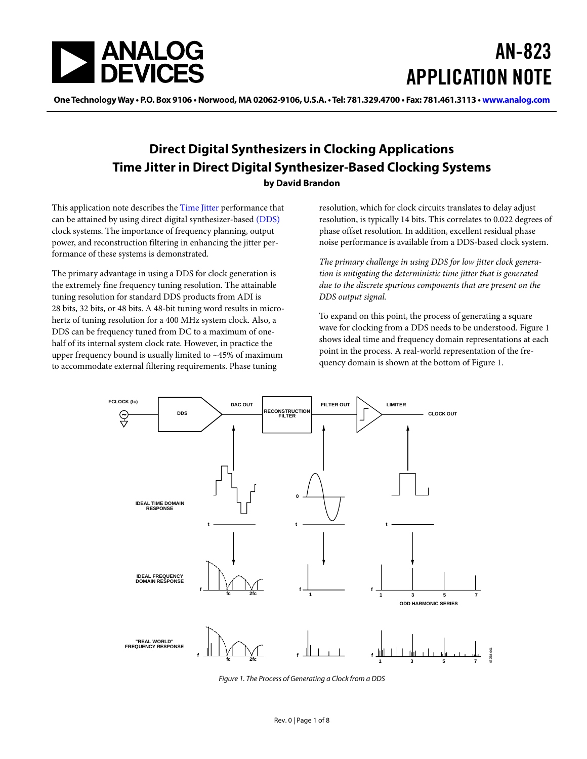# AN-823 APPLICATION NOTE

One Technology Way • P.O. Box 9106 • Norwood, MA 02062-9106, U.S.A. • Tel: 781.329.4700 • Fax: 781.461.3113 • www.analog.com

## Direct Digital Synthesizers in Clocking Applications
## Time Jitter in Direct Digital Synthesizer-Based Clocking Systems

**by David Brandon**

This application note describes the Time Jitter performance that can be attained by using direct digital synthesizer-based (DDS) clock systems. The importance of frequency planning, output power, and reconstruction filtering in enhancing the jitter performance of these systems is demonstrated.

The primary advantage in using a DDS for clock generation is the extremely fine frequency tuning resolution. The attainable tuning resolution for standard DDS products from ADI is 28 bits, 32 bits, or 48 bits. A 48-bit tuning word results in microhertz of tuning resolution for a 400 MHz system clock. Also, a DDS can be frequency tuned from DC to a maximum of one-half of its internal system clock rate. However, in practice the upper frequency bound is usually limited to ~45% of maximum to accommodate external filtering requirements. Phase tuning resolution, which for clock circuits translates to delay adjust resolution, is typically 14 bits. This correlates to 0.022 degrees of phase offset resolution. In addition, excellent residual phase noise performance is available from a DDS-based clock system.

*The primary challenge in using DDS for low jitter clock generation is mitigating the deterministic time jitter that is generated due to the discrete spurious components that are present on the DDS output signal.*

To expand on this point, the process of generating a square wave for clocking from a DDS needs to be understood. Figure 1 shows ideal time and frequency domain representations at each point in the process. A real-world representation of the frequency domain is shown at the bottom of Figure 1.

*Figure 1. The Process of Generating a Clock from a DDS*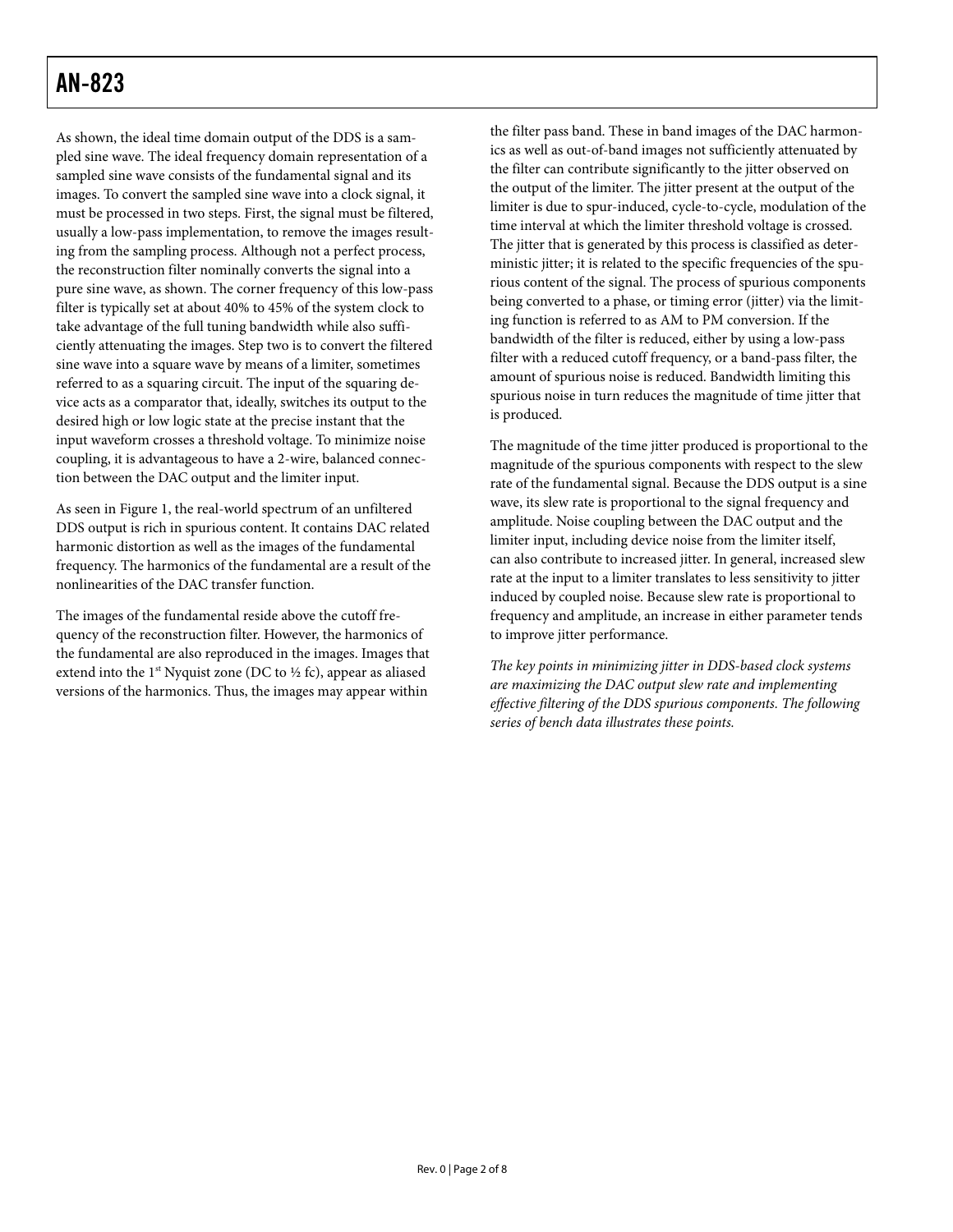As shown, the ideal time domain output of the DDS is a sampled sine wave. The ideal frequency domain representation of a sampled sine wave consists of the fundamental signal and its images. To convert the sampled sine wave into a clock signal, it must be processed in two steps. First, the signal must be filtered, usually a low-pass implementation, to remove the images resulting from the sampling process. Although not a perfect process, the reconstruction filter nominally converts the signal into a pure sine wave, as shown. The corner frequency of this low-pass filter is typically set at about 40% to 45% of the system clock to take advantage of the full tuning bandwidth while also sufficiently attenuating the images. Step two is to convert the filtered sine wave into a square wave by means of a limiter, sometimes referred to as a squaring circuit. The input of the squaring device acts as a comparator that, ideally, switches its output to the desired high or low logic state at the precise instant that the input waveform crosses a threshold voltage. To minimize noise coupling, it is advantageous to have a 2-wire, balanced connection between the DAC output and the limiter input.

As seen in Figure 1, the real-world spectrum of an unfiltered DDS output is rich in spurious content. It contains DAC related harmonic distortion as well as the images of the fundamental frequency. The harmonics of the fundamental are a result of the nonlinearities of the DAC transfer function.

The images of the fundamental reside above the cutoff frequency of the reconstruction filter. However, the harmonics of the fundamental are also reproduced in the images. Images that extend into the 1st Nyquist zone (DC to ½ fc), appear as aliased versions of the harmonics. Thus, the images may appear within the filter pass band. These in band images of the DAC harmonics as well as out-of-band images not sufficiently attenuated by the filter can contribute significantly to the jitter observed on the output of the limiter. The jitter present at the output of the limiter is due to spur-induced, cycle-to-cycle, modulation of the time interval at which the limiter threshold voltage is crossed. The jitter that is generated by this process is classified as deterministic jitter; it is related to the specific frequencies of the spurious content of the signal. The process of spurious components being converted to a phase, or timing error (jitter) via the limiting function is referred to as AM to PM conversion. If the bandwidth of the filter is reduced, either by using a low-pass filter with a reduced cutoff frequency, or a band-pass filter, the amount of spurious noise is reduced. Bandwidth limiting this spurious noise in turn reduces the magnitude of time jitter that is produced.

The magnitude of the time jitter produced is proportional to the magnitude of the spurious components with respect to the slew rate of the fundamental signal. Because the DDS output is a sine wave, its slew rate is proportional to the signal frequency and amplitude. Noise coupling between the DAC output and the limiter input, including device noise from the limiter itself, can also contribute to increased jitter. In general, increased slew rate at the input to a limiter translates to less sensitivity to jitter induced by coupled noise. Because slew rate is proportional to frequency and amplitude, an increase in either parameter tends to improve jitter performance.

*The key points in minimizing jitter in DDS-based clock systems are maximizing the DAC output slew rate and implementing effective filtering of the DDS spurious components. The following series of bench data illustrates these points.*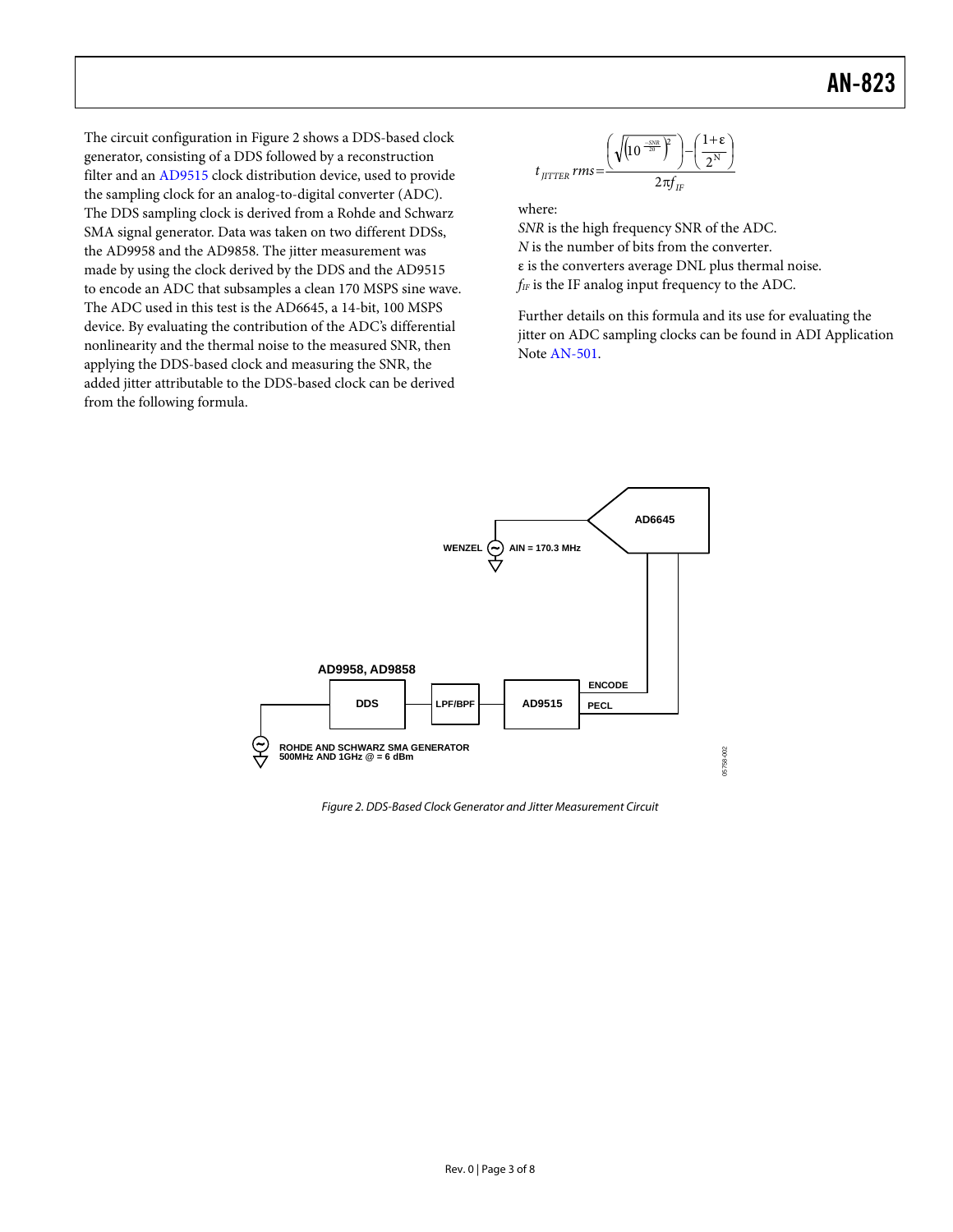The circuit configuration in Figure 2 shows a DDS-based clock generator, consisting of a DDS followed by a reconstruction filter and an AD9515 clock distribution device, used to provide the sampling clock for an analog-to-digital converter (ADC). The DDS sampling clock is derived from a Rohde and Schwarz SMA signal generator. Data was taken on two different DDSs, the AD9958 and the AD9858. The jitter measurement was made by using the clock derived by the DDS and the AD9515 to encode an ADC that subsamples a clean 170 MSPS sine wave. The ADC used in this test is the AD6645, a 14-bit, 100 MSPS device. By evaluating the contribution of the ADC's differential nonlinearity and the thermal noise to the measured SNR, then applying the DDS-based clock and measuring the SNR, the added jitter attributable to the DDS-based clock can be derived from the following formula.

$$t_{JITTER}\,rms = \frac{\left(\sqrt{\left(10^{\frac{-SNR}{20}}\right)^{2}}\right) - \left(\frac{1+\varepsilon}{2^{N}}\right)}{2\pi f_{IF}}$$

where:

*SNR* is the high frequency SNR of the ADC.
*N* is the number of bits from the converter.
ε is the converters average DNL plus thermal noise.
$f_{IF}$ is the IF analog input frequency to the ADC.

Further details on this formula and its use for evaluating the jitter on ADC sampling clocks can be found in ADI Application Note AN-501.

Figure 2. DDS-Based Clock Generator and Jitter Measurement Circuit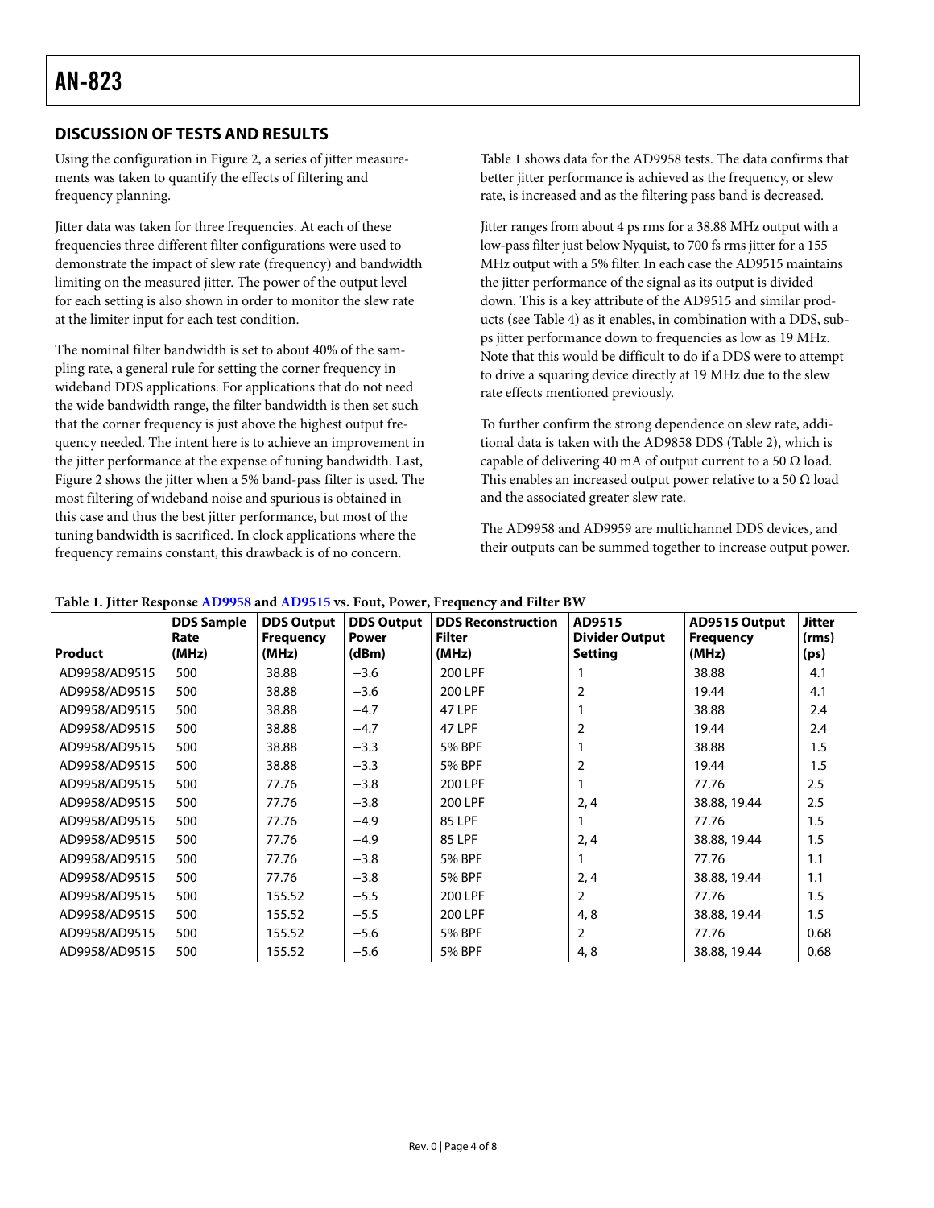## DISCUSSION OF TESTS AND RESULTS

Using the configuration in Figure 2, a series of jitter measurements was taken to quantify the effects of filtering and frequency planning.

Jitter data was taken for three frequencies. At each of these frequencies three different filter configurations were used to demonstrate the impact of slew rate (frequency) and bandwidth limiting on the measured jitter. The power of the output level for each setting is also shown in order to monitor the slew rate at the limiter input for each test condition.

The nominal filter bandwidth is set to about 40% of the sampling rate, a general rule for setting the corner frequency in wideband DDS applications. For applications that do not need the wide bandwidth range, the filter bandwidth is then set such that the corner frequency is just above the highest output frequency needed. The intent here is to achieve an improvement in the jitter performance at the expense of tuning bandwidth. Last, Figure 2 shows the jitter when a 5% band-pass filter is used. The most filtering of wideband noise and spurious is obtained in this case and thus the best jitter performance, but most of the tuning bandwidth is sacrificed. In clock applications where the frequency remains constant, this drawback is of no concern.

Table 1 shows data for the AD9958 tests. The data confirms that better jitter performance is achieved as the frequency, or slew rate, is increased and as the filtering pass band is decreased.

Jitter ranges from about 4 ps rms for a 38.88 MHz output with a low-pass filter just below Nyquist, to 700 fs rms jitter for a 155 MHz output with a 5% filter. In each case the AD9515 maintains the jitter performance of the signal as its output is divided down. This is a key attribute of the AD9515 and similar products (see Table 4) as it enables, in combination with a DDS, sub-ps jitter performance down to frequencies as low as 19 MHz. Note that this would be difficult to do if a DDS were to attempt to drive a squaring device directly at 19 MHz due to the slew rate effects mentioned previously.

To further confirm the strong dependence on slew rate, additional data is taken with the AD9858 DDS (Table 2), which is capable of delivering 40 mA of output current to a 50 Ω load. This enables an increased output power relative to a 50 Ω load and the associated greater slew rate.

The AD9958 and AD9959 are multichannel DDS devices, and their outputs can be summed together to increase output power.

**Table 1. Jitter Response AD9958 and AD9515 vs. Fout, Power, Frequency and Filter BW**

| Product | DDS Sample Rate (MHz) | DDS Output Frequency (MHz) | DDS Output Power (dBm) | DDS Reconstruction Filter (MHz) | AD9515 Divider Output Setting | AD9515 Output Frequency (MHz) | Jitter (rms) (ps) |
|---|---|---|---|---|---|---|---|
| AD9958/AD9515 | 500 | 38.88 | −3.6 | 200 LPF | 1 | 38.88 | 4.1 |
| AD9958/AD9515 | 500 | 38.88 | −3.6 | 200 LPF | 2 | 19.44 | 4.1 |
| AD9958/AD9515 | 500 | 38.88 | −4.7 | 47 LPF | 1 | 38.88 | 2.4 |
| AD9958/AD9515 | 500 | 38.88 | −4.7 | 47 LPF | 2 | 19.44 | 2.4 |
| AD9958/AD9515 | 500 | 38.88 | −3.3 | 5% BPF | 1 | 38.88 | 1.5 |
| AD9958/AD9515 | 500 | 38.88 | −3.3 | 5% BPF | 2 | 19.44 | 1.5 |
| AD9958/AD9515 | 500 | 77.76 | −3.8 | 200 LPF | 1 | 77.76 | 2.5 |
| AD9958/AD9515 | 500 | 77.76 | −3.8 | 200 LPF | 2, 4 | 38.88, 19.44 | 2.5 |
| AD9958/AD9515 | 500 | 77.76 | −4.9 | 85 LPF | 1 | 77.76 | 1.5 |
| AD9958/AD9515 | 500 | 77.76 | −4.9 | 85 LPF | 2, 4 | 38.88, 19.44 | 1.5 |
| AD9958/AD9515 | 500 | 77.76 | −3.8 | 5% BPF | 1 | 77.76 | 1.1 |
| AD9958/AD9515 | 500 | 77.76 | −3.8 | 5% BPF | 2, 4 | 38.88, 19.44 | 1.1 |
| AD9958/AD9515 | 500 | 155.52 | −5.5 | 200 LPF | 2 | 77.76 | 1.5 |
| AD9958/AD9515 | 500 | 155.52 | −5.5 | 200 LPF | 4, 8 | 38.88, 19.44 | 1.5 |
| AD9958/AD9515 | 500 | 155.52 | −5.6 | 5% BPF | 2 | 77.76 | 0.68 |
| AD9958/AD9515 | 500 | 155.52 | −5.6 | 5% BPF | 4, 8 | 38.88, 19.44 | 0.68 |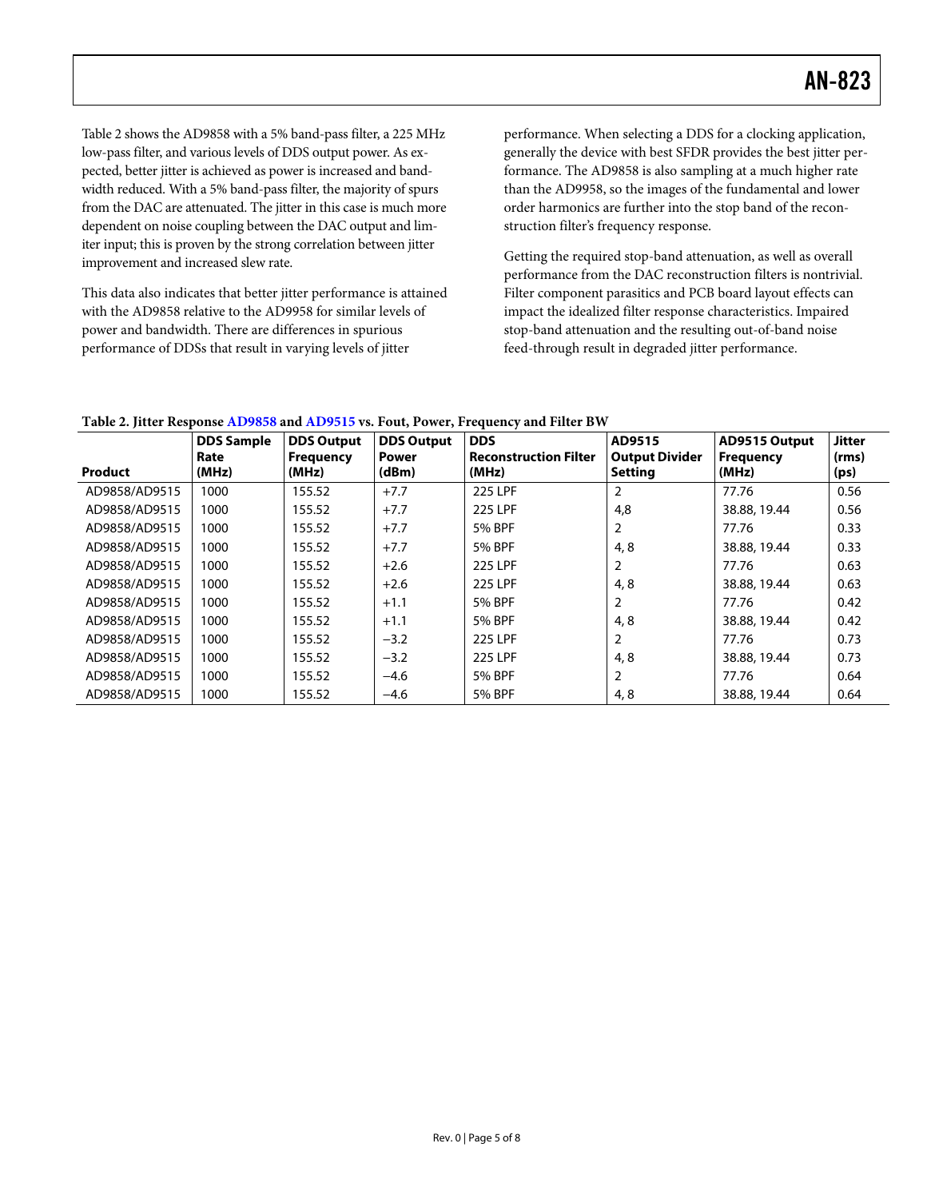Table 2 shows the AD9858 with a 5% band-pass filter, a 225 MHz low-pass filter, and various levels of DDS output power. As expected, better jitter is achieved as power is increased and bandwidth reduced. With a 5% band-pass filter, the majority of spurs from the DAC are attenuated. The jitter in this case is much more dependent on noise coupling between the DAC output and limiter input; this is proven by the strong correlation between jitter improvement and increased slew rate.

This data also indicates that better jitter performance is attained with the AD9858 relative to the AD9958 for similar levels of power and bandwidth. There are differences in spurious performance of DDSs that result in varying levels of jitter performance. When selecting a DDS for a clocking application, generally the device with best SFDR provides the best jitter performance. The AD9858 is also sampling at a much higher rate than the AD9958, so the images of the fundamental and lower order harmonics are further into the stop band of the reconstruction filter's frequency response.

Getting the required stop-band attenuation, as well as overall performance from the DAC reconstruction filters is nontrivial. Filter component parasitics and PCB board layout effects can impact the idealized filter response characteristics. Impaired stop-band attenuation and the resulting out-of-band noise feed-through result in degraded jitter performance.

**Table 2. Jitter Response AD9858 and AD9515 vs. Fout, Power, Frequency and Filter BW**

| Product | DDS Sample Rate (MHz) | DDS Output Frequency (MHz) | DDS Output Power (dBm) | DDS Reconstruction Filter (MHz) | AD9515 Output Divider Setting | AD9515 Output Frequency (MHz) | Jitter (rms) (ps) |
|---|---|---|---|---|---|---|---|
| AD9858/AD9515 | 1000 | 155.52 | +7.7 | 225 LPF | 2 | 77.76 | 0.56 |
| AD9858/AD9515 | 1000 | 155.52 | +7.7 | 225 LPF | 4,8 | 38.88, 19.44 | 0.56 |
| AD9858/AD9515 | 1000 | 155.52 | +7.7 | 5% BPF | 2 | 77.76 | 0.33 |
| AD9858/AD9515 | 1000 | 155.52 | +7.7 | 5% BPF | 4, 8 | 38.88, 19.44 | 0.33 |
| AD9858/AD9515 | 1000 | 155.52 | +2.6 | 225 LPF | 2 | 77.76 | 0.63 |
| AD9858/AD9515 | 1000 | 155.52 | +2.6 | 225 LPF | 4, 8 | 38.88, 19.44 | 0.63 |
| AD9858/AD9515 | 1000 | 155.52 | +1.1 | 5% BPF | 2 | 77.76 | 0.42 |
| AD9858/AD9515 | 1000 | 155.52 | +1.1 | 5% BPF | 4, 8 | 38.88, 19.44 | 0.42 |
| AD9858/AD9515 | 1000 | 155.52 | −3.2 | 225 LPF | 2 | 77.76 | 0.73 |
| AD9858/AD9515 | 1000 | 155.52 | −3.2 | 225 LPF | 4, 8 | 38.88, 19.44 | 0.73 |
| AD9858/AD9515 | 1000 | 155.52 | −4.6 | 5% BPF | 2 | 77.76 | 0.64 |
| AD9858/AD9515 | 1000 | 155.52 | −4.6 | 5% BPF | 4, 8 | 38.88, 19.44 | 0.64 |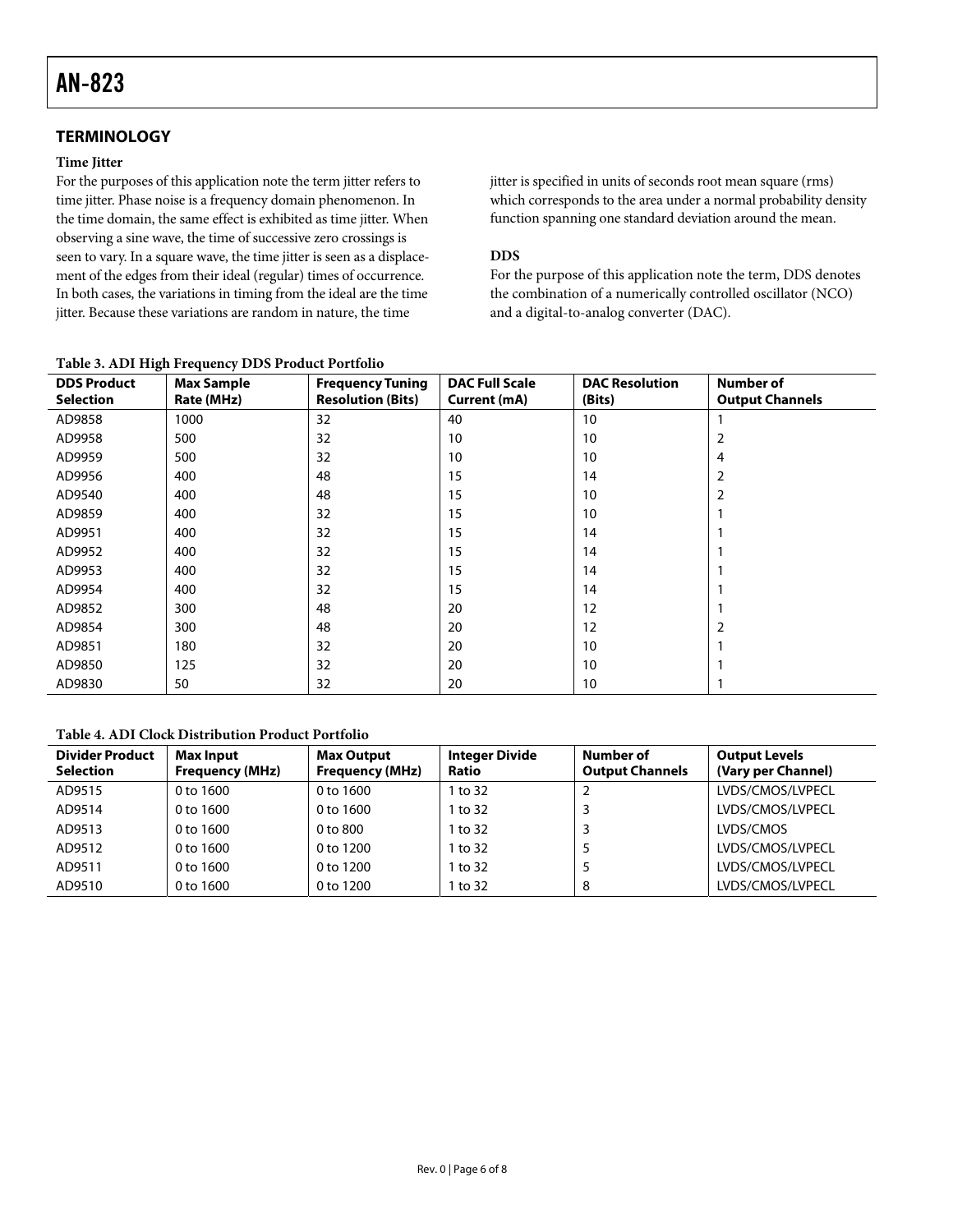## TERMINOLOGY

### Time Jitter

For the purposes of this application note the term jitter refers to time jitter. Phase noise is a frequency domain phenomenon. In the time domain, the same effect is exhibited as time jitter. When observing a sine wave, the time of successive zero crossings is seen to vary. In a square wave, the time jitter is seen as a displacement of the edges from their ideal (regular) times of occurrence. In both cases, the variations in timing from the ideal are the time jitter. Because these variations are random in nature, the time jitter is specified in units of seconds root mean square (rms) which corresponds to the area under a normal probability density function spanning one standard deviation around the mean.

### DDS

For the purpose of this application note the term, DDS denotes the combination of a numerically controlled oscillator (NCO) and a digital-to-analog converter (DAC).

**Table 3. ADI High Frequency DDS Product Portfolio**

| DDS Product Selection | Max Sample Rate (MHz) | Frequency Tuning Resolution (Bits) | DAC Full Scale Current (mA) | DAC Resolution (Bits) | Number of Output Channels |
|---|---|---|---|---|---|
| AD9858 | 1000 | 32 | 40 | 10 | 1 |
| AD9958 | 500 | 32 | 10 | 10 | 2 |
| AD9959 | 500 | 32 | 10 | 10 | 4 |
| AD9956 | 400 | 48 | 15 | 14 | 2 |
| AD9540 | 400 | 48 | 15 | 10 | 2 |
| AD9859 | 400 | 32 | 15 | 10 | 1 |
| AD9951 | 400 | 32 | 15 | 14 | 1 |
| AD9952 | 400 | 32 | 15 | 14 | 1 |
| AD9953 | 400 | 32 | 15 | 14 | 1 |
| AD9954 | 400 | 32 | 15 | 14 | 1 |
| AD9852 | 300 | 48 | 20 | 12 | 1 |
| AD9854 | 300 | 48 | 20 | 12 | 2 |
| AD9851 | 180 | 32 | 20 | 10 | 1 |
| AD9850 | 125 | 32 | 20 | 10 | 1 |
| AD9830 | 50 | 32 | 20 | 10 | 1 |

**Table 4. ADI Clock Distribution Product Portfolio**

| Divider Product Selection | Max Input Frequency (MHz) | Max Output Frequency (MHz) | Integer Divide Ratio | Number of Output Channels | Output Levels (Vary per Channel) |
|---|---|---|---|---|---|
| AD9515 | 0 to 1600 | 0 to 1600 | 1 to 32 | 2 | LVDS/CMOS/LVPECL |
| AD9514 | 0 to 1600 | 0 to 1600 | 1 to 32 | 3 | LVDS/CMOS/LVPECL |
| AD9513 | 0 to 1600 | 0 to 800 | 1 to 32 | 3 | LVDS/CMOS |
| AD9512 | 0 to 1600 | 0 to 1200 | 1 to 32 | 5 | LVDS/CMOS/LVPECL |
| AD9511 | 0 to 1600 | 0 to 1200 | 1 to 32 | 5 | LVDS/CMOS/LVPECL |
| AD9510 | 0 to 1600 | 0 to 1200 | 1 to 32 | 8 | LVDS/CMOS/LVPECL |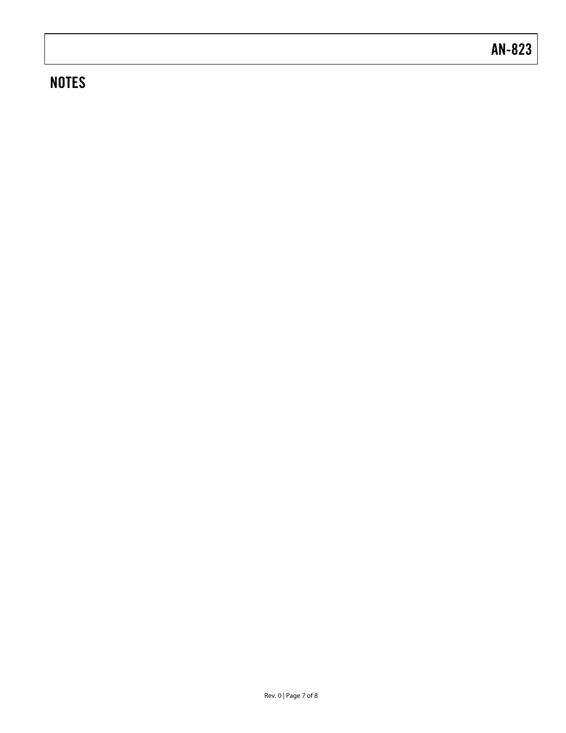## NOTES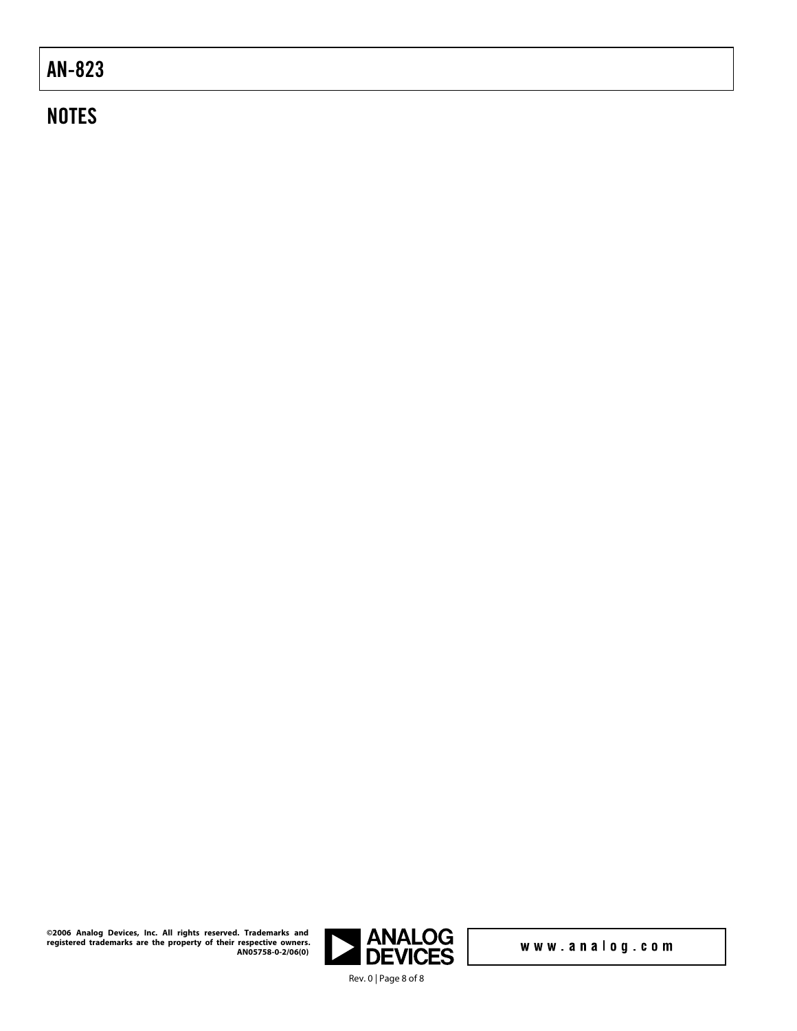## NOTES

©2006 Analog Devices, Inc. All rights reserved. Trademarks and registered trademarks are the property of their respective owners.
AN05758-0-2/06(0)

www.analog.com